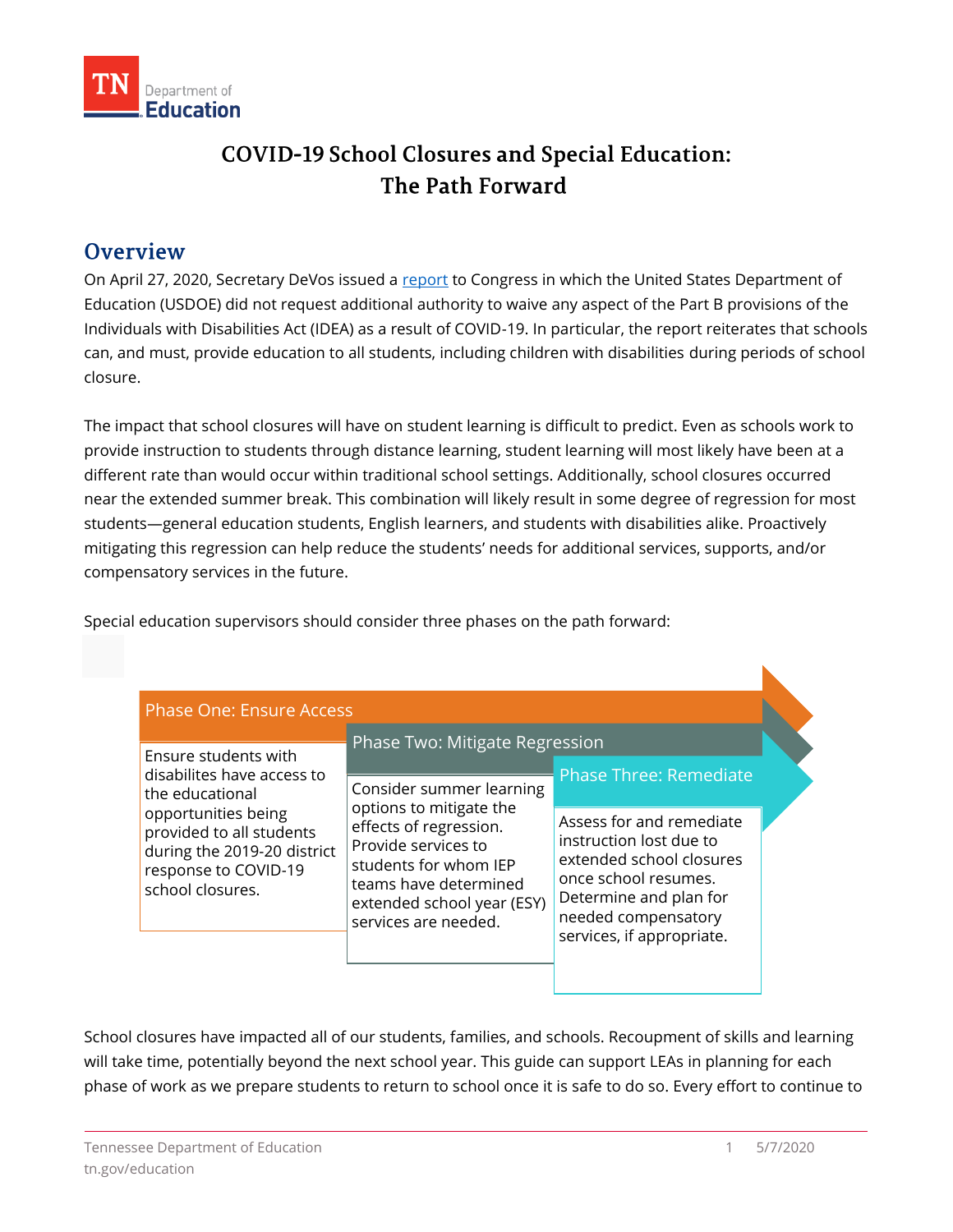# COVID-19 School Closures and Special Education: The Path Forward

## Overview

On April 27, 2020, Secretary DeVos issued a report to Congress in which the United States Department of Education (USDOE) did not request additional authority to waive any aspect of the Part B provisions of the Individuals with Disabilities Act (IDEA) as a result of COVID-19. In particular, the report reiterates that schools can, and must, provide education to all students, including children with disabilities during periods of school closure.

The impact that school closures will have on student learning is difficult to predict. Even as schools work to provide instruction to students through distance learning, student learning will most likely have been at a different rate than would occur within traditional school settings. Additionally, school closures occurred near the extended summer break. This combination will likely result in some degree of regression for most students—general education students, English learners, and students with disabilities alike. Proactively mitigating this regression can help reduce the students' needs for additional services, supports, and/or compensatory services in the future.

Special education supervisors should consider three phases on the path forward:

**Phase One: Ensure Access**

Ensure students with disabilites have access to the educational opportunities being provided to all students during the 2019-20 district response to COVID-19 school closures.

**Phase Two: Mitigate Regression**

Consider summer learning options to mitigate the effects of regression. Provide services to students for whom IEP teams have determined extended school year (ESY) services are needed.

**Phase Three: Remediate**

Assess for and remediate instruction lost due to extended school closures once school resumes. Determine and plan for needed compensatory services, if appropriate.

School closures have impacted all of our students, families, and schools. Recoupment of skills and learning will take time, potentially beyond the next school year. This guide can support LEAs in planning for each phase of work as we prepare students to return to school once it is safe to do so. Every effort to continue to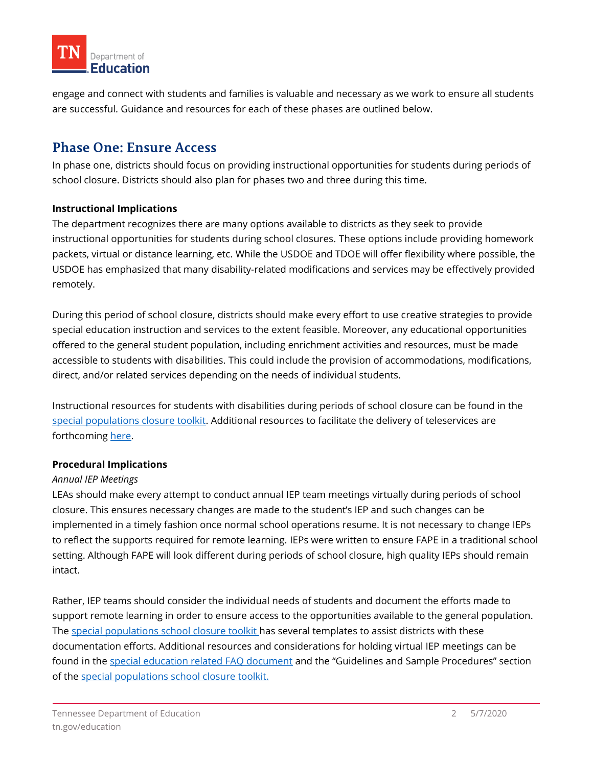engage and connect with students and families is valuable and necessary as we work to ensure all students are successful. Guidance and resources for each of these phases are outlined below.

## Phase One: Ensure Access

In phase one, districts should focus on providing instructional opportunities for students during periods of school closure. Districts should also plan for phases two and three during this time.

**Instructional Implications**

The department recognizes there are many options available to districts as they seek to provide instructional opportunities for students during school closures. These options include providing homework packets, virtual or distance learning, etc. While the USDOE and TDOE will offer flexibility where possible, the USDOE has emphasized that many disability-related modifications and services may be effectively provided remotely.

During this period of school closure, districts should make every effort to use creative strategies to provide special education instruction and services to the extent feasible. Moreover, any educational opportunities offered to the general student population, including enrichment activities and resources, must be made accessible to students with disabilities. This could include the provision of accommodations, modifications, direct, and/or related services depending on the needs of individual students.

Instructional resources for students with disabilities during periods of school closure can be found in the special populations closure toolkit. Additional resources to facilitate the delivery of teleservices are forthcoming here.

**Procedural Implications**

*Annual IEP Meetings*

LEAs should make every attempt to conduct annual IEP team meetings virtually during periods of school closure. This ensures necessary changes are made to the student's IEP and such changes can be implemented in a timely fashion once normal school operations resume. It is not necessary to change IEPs to reflect the supports required for remote learning. IEPs were written to ensure FAPE in a traditional school setting. Although FAPE will look different during periods of school closure, high quality IEPs should remain intact.

Rather, IEP teams should consider the individual needs of students and document the efforts made to support remote learning in order to ensure access to the opportunities available to the general population. The special populations school closure toolkit has several templates to assist districts with these documentation efforts. Additional resources and considerations for holding virtual IEP meetings can be found in the special education related FAQ document and the "Guidelines and Sample Procedures" section of the special populations school closure toolkit.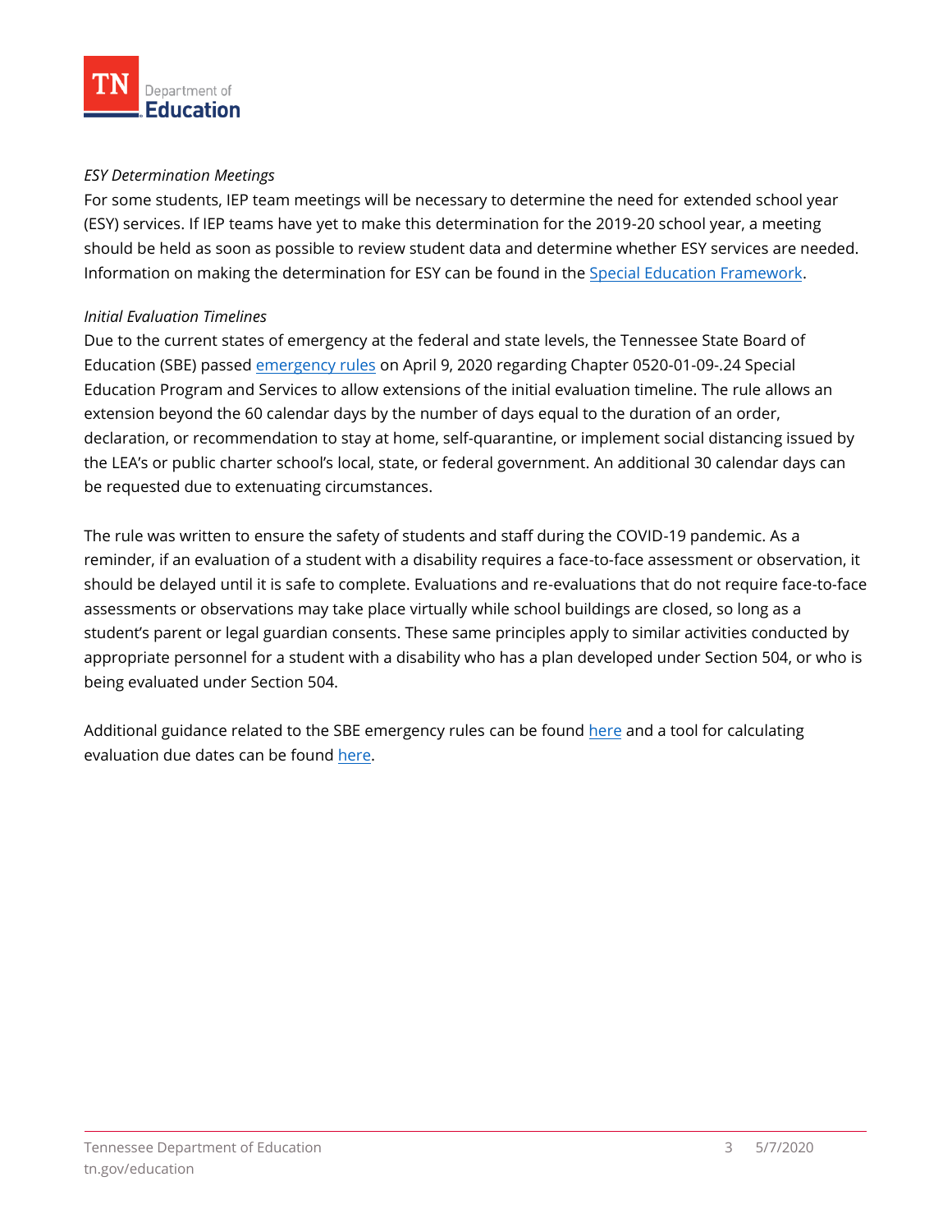*ESY Determination Meetings*

For some students, IEP team meetings will be necessary to determine the need for extended school year (ESY) services. If IEP teams have yet to make this determination for the 2019-20 school year, a meeting should be held as soon as possible to review student data and determine whether ESY services are needed. Information on making the determination for ESY can be found in the Special Education Framework.

*Initial Evaluation Timelines*

Due to the current states of emergency at the federal and state levels, the Tennessee State Board of Education (SBE) passed emergency rules on April 9, 2020 regarding Chapter 0520-01-09-.24 Special Education Program and Services to allow extensions of the initial evaluation timeline. The rule allows an extension beyond the 60 calendar days by the number of days equal to the duration of an order, declaration, or recommendation to stay at home, self-quarantine, or implement social distancing issued by the LEA's or public charter school's local, state, or federal government. An additional 30 calendar days can be requested due to extenuating circumstances.

The rule was written to ensure the safety of students and staff during the COVID-19 pandemic. As a reminder, if an evaluation of a student with a disability requires a face-to-face assessment or observation, it should be delayed until it is safe to complete. Evaluations and re-evaluations that do not require face-to-face assessments or observations may take place virtually while school buildings are closed, so long as a student's parent or legal guardian consents. These same principles apply to similar activities conducted by appropriate personnel for a student with a disability who has a plan developed under Section 504, or who is being evaluated under Section 504.

Additional guidance related to the SBE emergency rules can be found here and a tool for calculating evaluation due dates can be found here.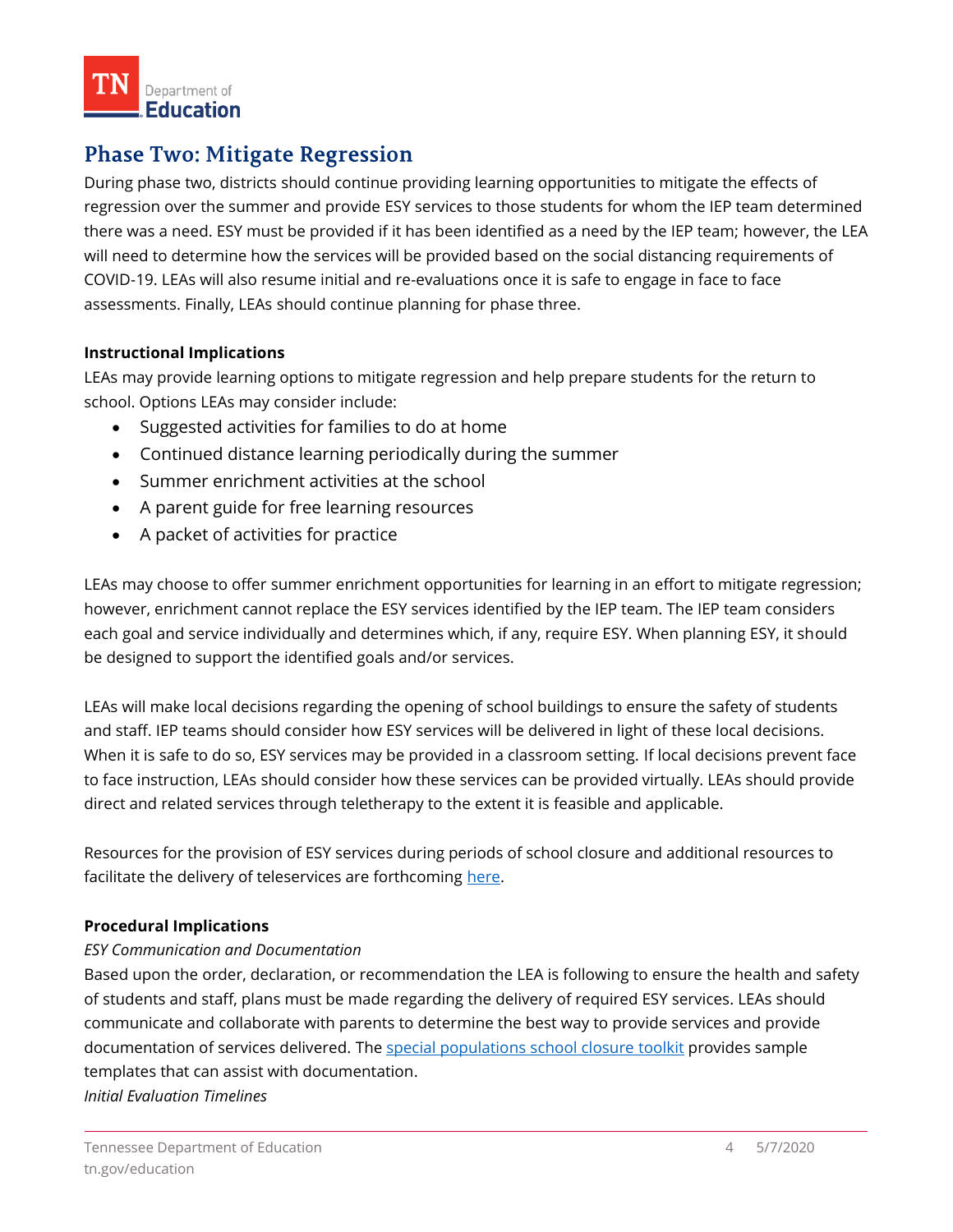## Phase Two: Mitigate Regression

During phase two, districts should continue providing learning opportunities to mitigate the effects of regression over the summer and provide ESY services to those students for whom the IEP team determined there was a need. ESY must be provided if it has been identified as a need by the IEP team; however, the LEA will need to determine how the services will be provided based on the social distancing requirements of COVID-19. LEAs will also resume initial and re-evaluations once it is safe to engage in face to face assessments. Finally, LEAs should continue planning for phase three.

**Instructional Implications**

LEAs may provide learning options to mitigate regression and help prepare students for the return to school. Options LEAs may consider include:

- Suggested activities for families to do at home
- Continued distance learning periodically during the summer
- Summer enrichment activities at the school
- A parent guide for free learning resources
- A packet of activities for practice

LEAs may choose to offer summer enrichment opportunities for learning in an effort to mitigate regression; however, enrichment cannot replace the ESY services identified by the IEP team. The IEP team considers each goal and service individually and determines which, if any, require ESY. When planning ESY, it should be designed to support the identified goals and/or services.

LEAs will make local decisions regarding the opening of school buildings to ensure the safety of students and staff. IEP teams should consider how ESY services will be delivered in light of these local decisions. When it is safe to do so, ESY services may be provided in a classroom setting. If local decisions prevent face to face instruction, LEAs should consider how these services can be provided virtually. LEAs should provide direct and related services through teletherapy to the extent it is feasible and applicable.

Resources for the provision of ESY services during periods of school closure and additional resources to facilitate the delivery of teleservices are forthcoming here.

**Procedural Implications**

*ESY Communication and Documentation*

Based upon the order, declaration, or recommendation the LEA is following to ensure the health and safety of students and staff, plans must be made regarding the delivery of required ESY services. LEAs should communicate and collaborate with parents to determine the best way to provide services and provide documentation of services delivered. The special populations school closure toolkit provides sample templates that can assist with documentation.

*Initial Evaluation Timelines*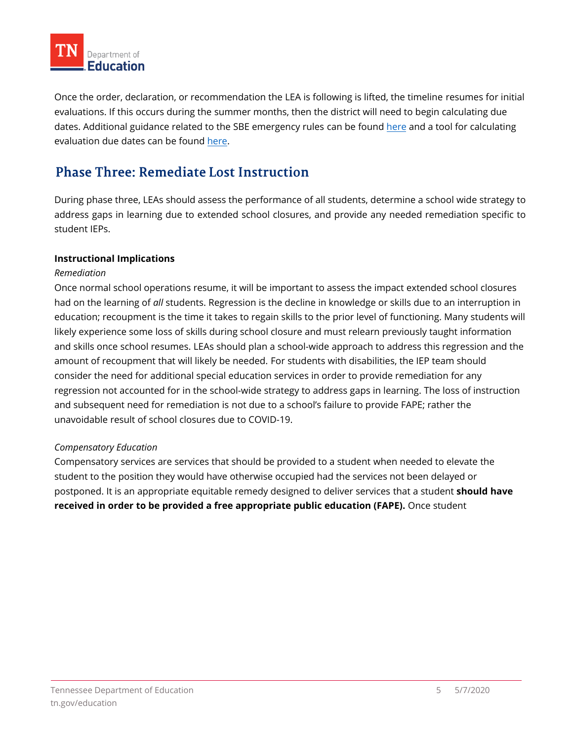Once the order, declaration, or recommendation the LEA is following is lifted, the timeline resumes for initial evaluations. If this occurs during the summer months, then the district will need to begin calculating due dates. Additional guidance related to the SBE emergency rules can be found here and a tool for calculating evaluation due dates can be found here.

## Phase Three: Remediate Lost Instruction

During phase three, LEAs should assess the performance of all students, determine a school wide strategy to address gaps in learning due to extended school closures, and provide any needed remediation specific to student IEPs.

**Instructional Implications**

*Remediation*

Once normal school operations resume, it will be important to assess the impact extended school closures had on the learning of *all* students. Regression is the decline in knowledge or skills due to an interruption in education; recoupment is the time it takes to regain skills to the prior level of functioning. Many students will likely experience some loss of skills during school closure and must relearn previously taught information and skills once school resumes. LEAs should plan a school-wide approach to address this regression and the amount of recoupment that will likely be needed. For students with disabilities, the IEP team should consider the need for additional special education services in order to provide remediation for any regression not accounted for in the school-wide strategy to address gaps in learning. The loss of instruction and subsequent need for remediation is not due to a school's failure to provide FAPE; rather the unavoidable result of school closures due to COVID-19.

*Compensatory Education*

Compensatory services are services that should be provided to a student when needed to elevate the student to the position they would have otherwise occupied had the services not been delayed or postponed. It is an appropriate equitable remedy designed to deliver services that a student **should have received in order to be provided a free appropriate public education (FAPE).** Once student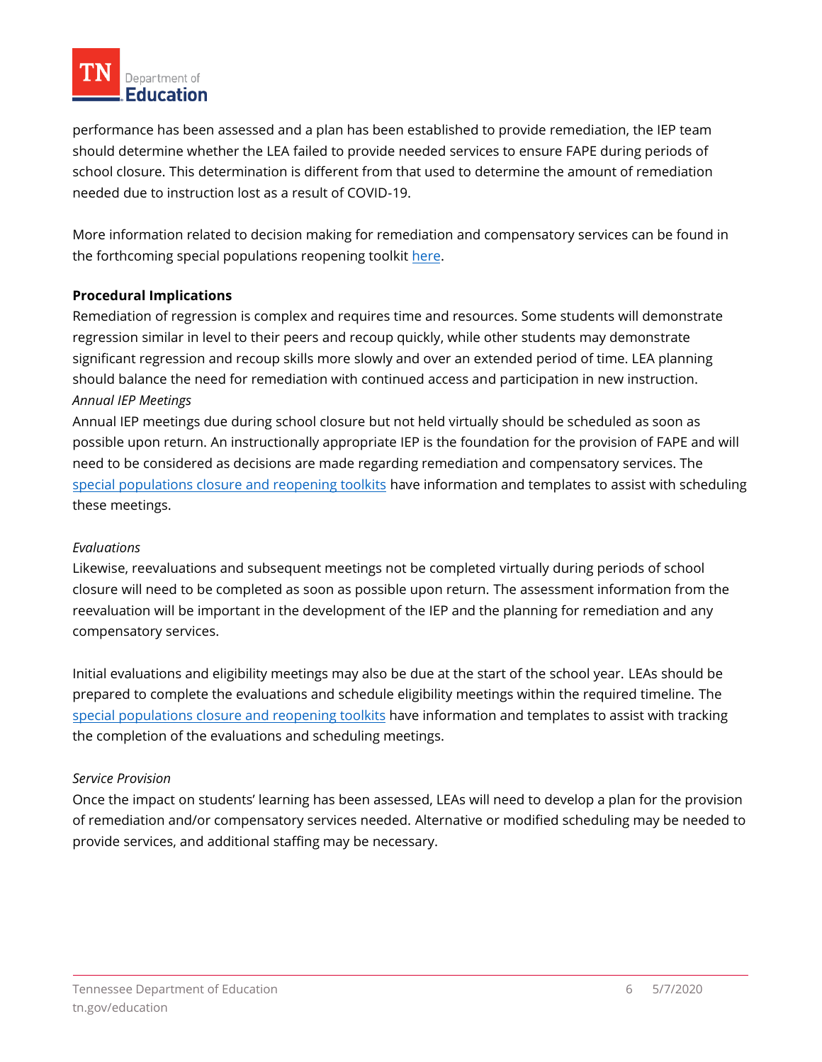performance has been assessed and a plan has been established to provide remediation, the IEP team should determine whether the LEA failed to provide needed services to ensure FAPE during periods of school closure. This determination is different from that used to determine the amount of remediation needed due to instruction lost as a result of COVID-19.

More information related to decision making for remediation and compensatory services can be found in the forthcoming special populations reopening toolkit here.

**Procedural Implications**

Remediation of regression is complex and requires time and resources. Some students will demonstrate regression similar in level to their peers and recoup quickly, while other students may demonstrate significant regression and recoup skills more slowly and over an extended period of time. LEA planning should balance the need for remediation with continued access and participation in new instruction.

*Annual IEP Meetings*

Annual IEP meetings due during school closure but not held virtually should be scheduled as soon as possible upon return. An instructionally appropriate IEP is the foundation for the provision of FAPE and will need to be considered as decisions are made regarding remediation and compensatory services. The special populations closure and reopening toolkits have information and templates to assist with scheduling these meetings.

*Evaluations*

Likewise, reevaluations and subsequent meetings not be completed virtually during periods of school closure will need to be completed as soon as possible upon return. The assessment information from the reevaluation will be important in the development of the IEP and the planning for remediation and any compensatory services.

Initial evaluations and eligibility meetings may also be due at the start of the school year. LEAs should be prepared to complete the evaluations and schedule eligibility meetings within the required timeline. The special populations closure and reopening toolkits have information and templates to assist with tracking the completion of the evaluations and scheduling meetings.

*Service Provision*

Once the impact on students' learning has been assessed, LEAs will need to develop a plan for the provision of remediation and/or compensatory services needed. Alternative or modified scheduling may be needed to provide services, and additional staffing may be necessary.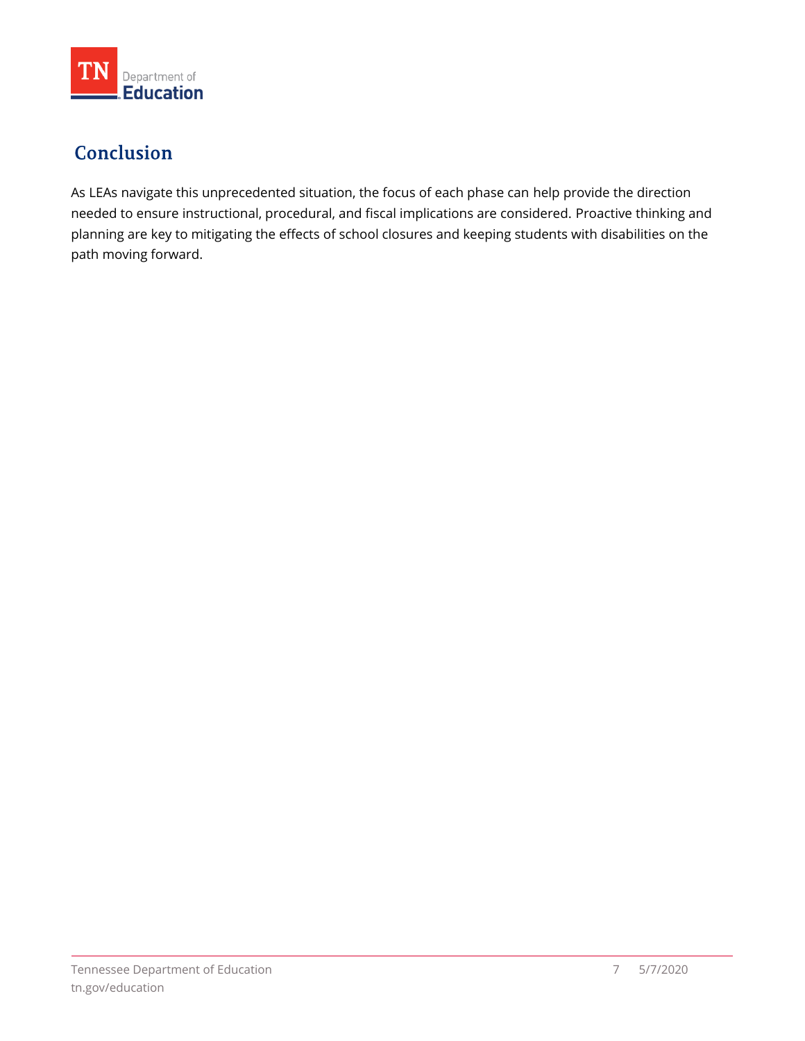## Conclusion

As LEAs navigate this unprecedented situation, the focus of each phase can help provide the direction needed to ensure instructional, procedural, and fiscal implications are considered. Proactive thinking and planning are key to mitigating the effects of school closures and keeping students with disabilities on the path moving forward.